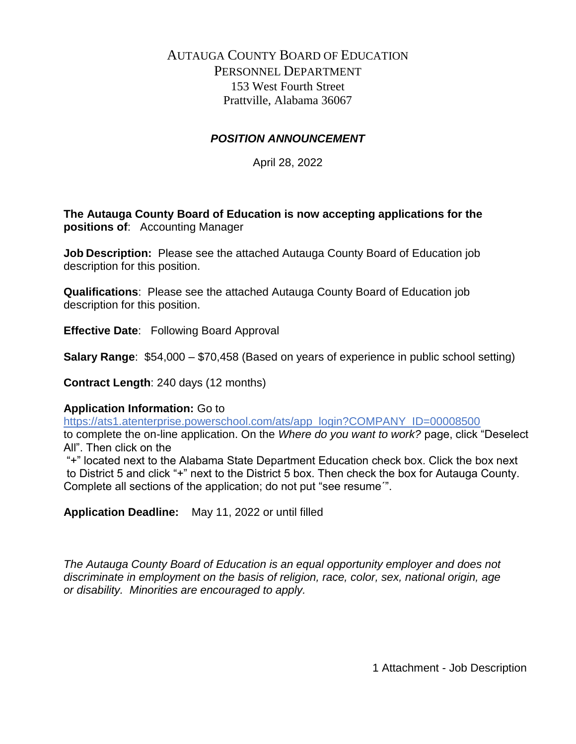# AUTAUGA COUNTY BOARD OF EDUCATION
## PERSONNEL DEPARTMENT
153 West Fourth Street
Prattville, Alabama 36067

## ***POSITION ANNOUNCEMENT***

April 28, 2022

**The Autauga County Board of Education is now accepting applications for the positions of**: Accounting Manager

**Job Description:** Please see the attached Autauga County Board of Education job description for this position.

**Qualifications**: Please see the attached Autauga County Board of Education job description for this position.

**Effective Date**: Following Board Approval

**Salary Range**: $54,000 – $70,458 (Based on years of experience in public school setting)

**Contract Length**: 240 days (12 months)

**Application Information:** Go to https://ats1.atenterprise.powerschool.com/ats/app_login?COMPANY_ID=00008500 to complete the on-line application. On the *Where do you want to work?* page, click "Deselect All". Then click on the "+" located next to the Alabama State Department Education check box. Click the box next to District 5 and click "+" next to the District 5 box. Then check the box for Autauga County. Complete all sections of the application; do not put "see resume´".

**Application Deadline:** May 11, 2022 or until filled

*The Autauga County Board of Education is an equal opportunity employer and does not discriminate in employment on the basis of religion, race, color, sex, national origin, age or disability. Minorities are encouraged to apply.*

1 Attachment - Job Description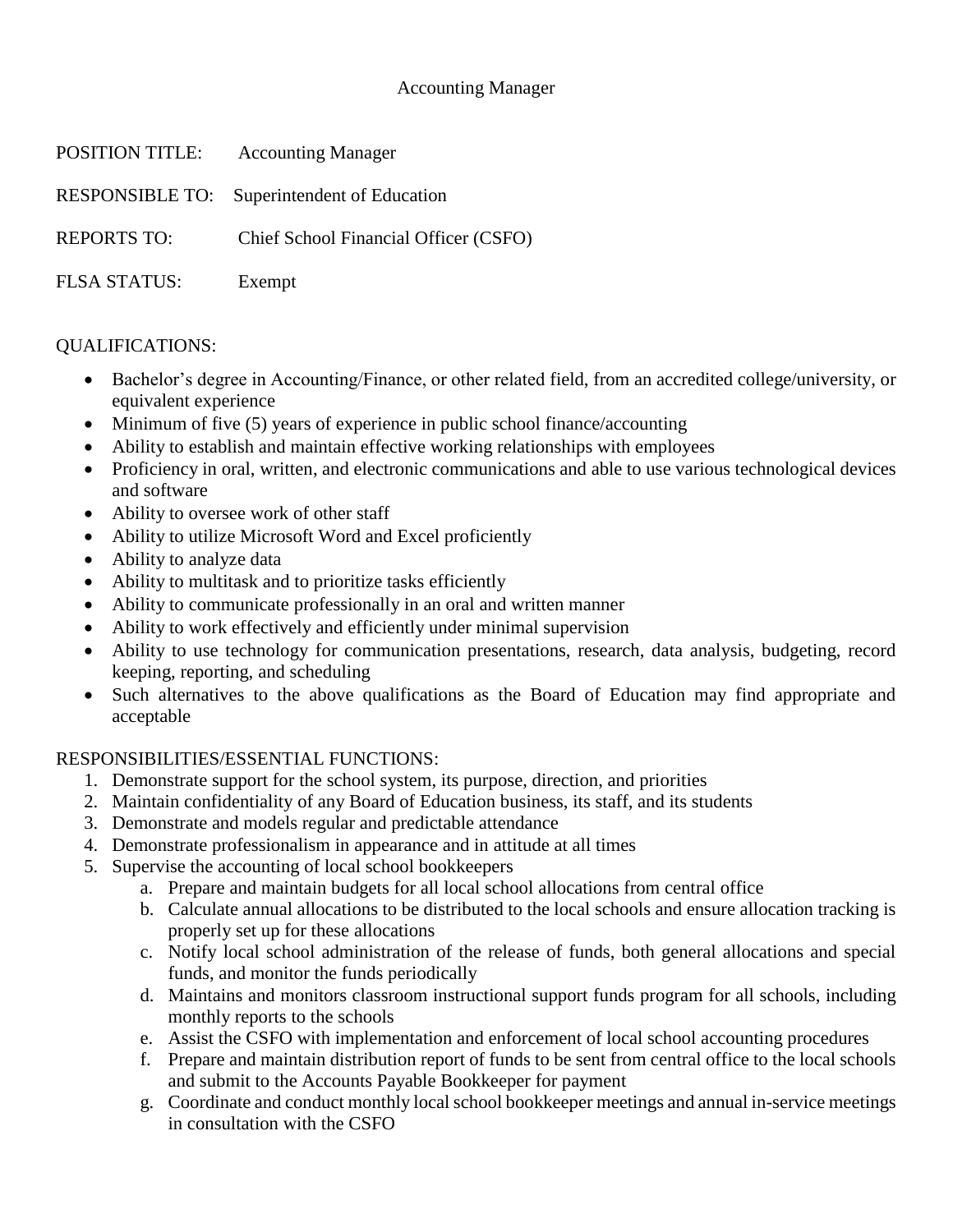# Accounting Manager

POSITION TITLE: Accounting Manager

RESPONSIBLE TO: Superintendent of Education

REPORTS TO: Chief School Financial Officer (CSFO)

FLSA STATUS: Exempt

## QUALIFICATIONS:

- Bachelor's degree in Accounting/Finance, or other related field, from an accredited college/university, or equivalent experience
- Minimum of five (5) years of experience in public school finance/accounting
- Ability to establish and maintain effective working relationships with employees
- Proficiency in oral, written, and electronic communications and able to use various technological devices and software
- Ability to oversee work of other staff
- Ability to utilize Microsoft Word and Excel proficiently
- Ability to analyze data
- Ability to multitask and to prioritize tasks efficiently
- Ability to communicate professionally in an oral and written manner
- Ability to work effectively and efficiently under minimal supervision
- Ability to use technology for communication presentations, research, data analysis, budgeting, record keeping, reporting, and scheduling
- Such alternatives to the above qualifications as the Board of Education may find appropriate and acceptable

## RESPONSIBILITIES/ESSENTIAL FUNCTIONS:

1. Demonstrate support for the school system, its purpose, direction, and priorities
2. Maintain confidentiality of any Board of Education business, its staff, and its students
3. Demonstrate and models regular and predictable attendance
4. Demonstrate professionalism in appearance and in attitude at all times
5. Supervise the accounting of local school bookkeepers
   a. Prepare and maintain budgets for all local school allocations from central office
   b. Calculate annual allocations to be distributed to the local schools and ensure allocation tracking is properly set up for these allocations
   c. Notify local school administration of the release of funds, both general allocations and special funds, and monitor the funds periodically
   d. Maintains and monitors classroom instructional support funds program for all schools, including monthly reports to the schools
   e. Assist the CSFO with implementation and enforcement of local school accounting procedures
   f. Prepare and maintain distribution report of funds to be sent from central office to the local schools and submit to the Accounts Payable Bookkeeper for payment
   g. Coordinate and conduct monthly local school bookkeeper meetings and annual in-service meetings in consultation with the CSFO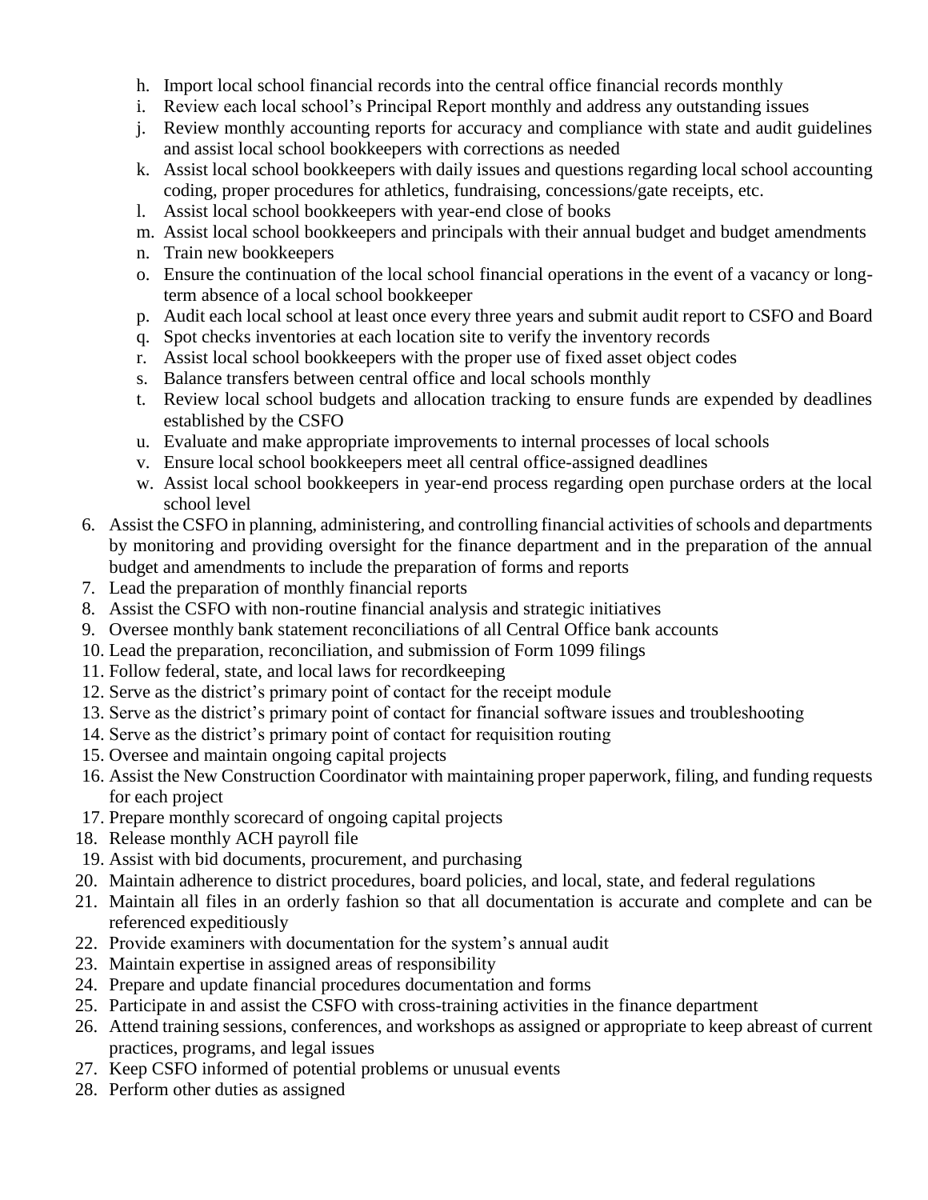h. Import local school financial records into the central office financial records monthly
   i. Review each local school's Principal Report monthly and address any outstanding issues
   j. Review monthly accounting reports for accuracy and compliance with state and audit guidelines and assist local school bookkeepers with corrections as needed
   k. Assist local school bookkeepers with daily issues and questions regarding local school accounting coding, proper procedures for athletics, fundraising, concessions/gate receipts, etc.
   l. Assist local school bookkeepers with year-end close of books
   m. Assist local school bookkeepers and principals with their annual budget and budget amendments
   n. Train new bookkeepers
   o. Ensure the continuation of the local school financial operations in the event of a vacancy or long-term absence of a local school bookkeeper
   p. Audit each local school at least once every three years and submit audit report to CSFO and Board
   q. Spot checks inventories at each location site to verify the inventory records
   r. Assist local school bookkeepers with the proper use of fixed asset object codes
   s. Balance transfers between central office and local schools monthly
   t. Review local school budgets and allocation tracking to ensure funds are expended by deadlines established by the CSFO
   u. Evaluate and make appropriate improvements to internal processes of local schools
   v. Ensure local school bookkeepers meet all central office-assigned deadlines
   w. Assist local school bookkeepers in year-end process regarding open purchase orders at the local school level

6. Assist the CSFO in planning, administering, and controlling financial activities of schools and departments by monitoring and providing oversight for the finance department and in the preparation of the annual budget and amendments to include the preparation of forms and reports
7. Lead the preparation of monthly financial reports
8. Assist the CSFO with non-routine financial analysis and strategic initiatives
9. Oversee monthly bank statement reconciliations of all Central Office bank accounts
10. Lead the preparation, reconciliation, and submission of Form 1099 filings
11. Follow federal, state, and local laws for recordkeeping
12. Serve as the district's primary point of contact for the receipt module
13. Serve as the district's primary point of contact for financial software issues and troubleshooting
14. Serve as the district's primary point of contact for requisition routing
15. Oversee and maintain ongoing capital projects
16. Assist the New Construction Coordinator with maintaining proper paperwork, filing, and funding requests for each project
17. Prepare monthly scorecard of ongoing capital projects
18. Release monthly ACH payroll file
19. Assist with bid documents, procurement, and purchasing
20. Maintain adherence to district procedures, board policies, and local, state, and federal regulations
21. Maintain all files in an orderly fashion so that all documentation is accurate and complete and can be referenced expeditiously
22. Provide examiners with documentation for the system's annual audit
23. Maintain expertise in assigned areas of responsibility
24. Prepare and update financial procedures documentation and forms
25. Participate in and assist the CSFO with cross-training activities in the finance department
26. Attend training sessions, conferences, and workshops as assigned or appropriate to keep abreast of current practices, programs, and legal issues
27. Keep CSFO informed of potential problems or unusual events
28. Perform other duties as assigned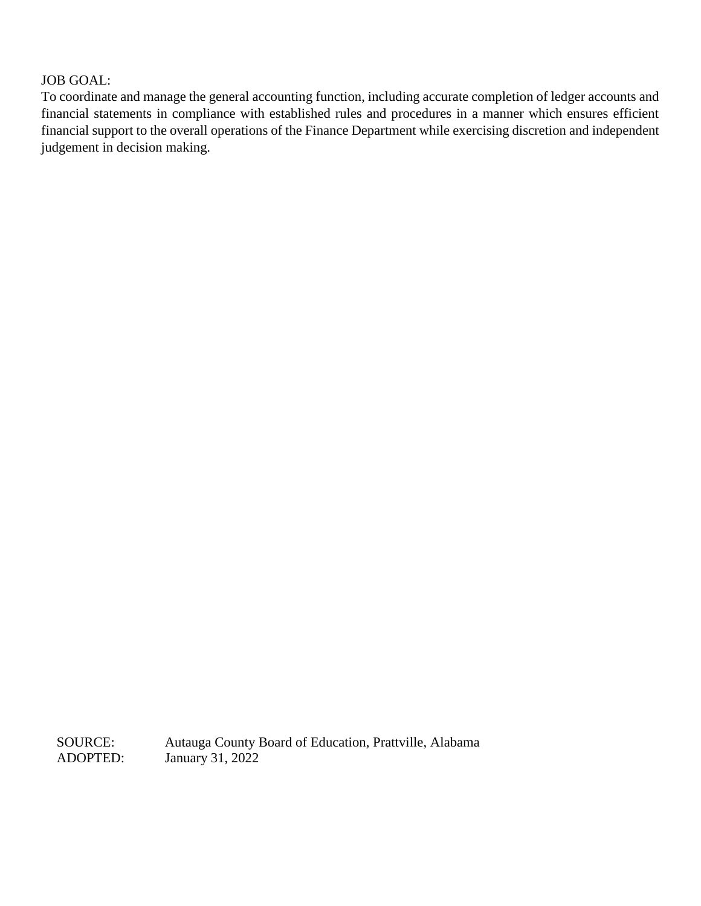JOB GOAL:

To coordinate and manage the general accounting function, including accurate completion of ledger accounts and financial statements in compliance with established rules and procedures in a manner which ensures efficient financial support to the overall operations of the Finance Department while exercising discretion and independent judgement in decision making.

SOURCE: Autauga County Board of Education, Prattville, Alabama
ADOPTED: January 31, 2022